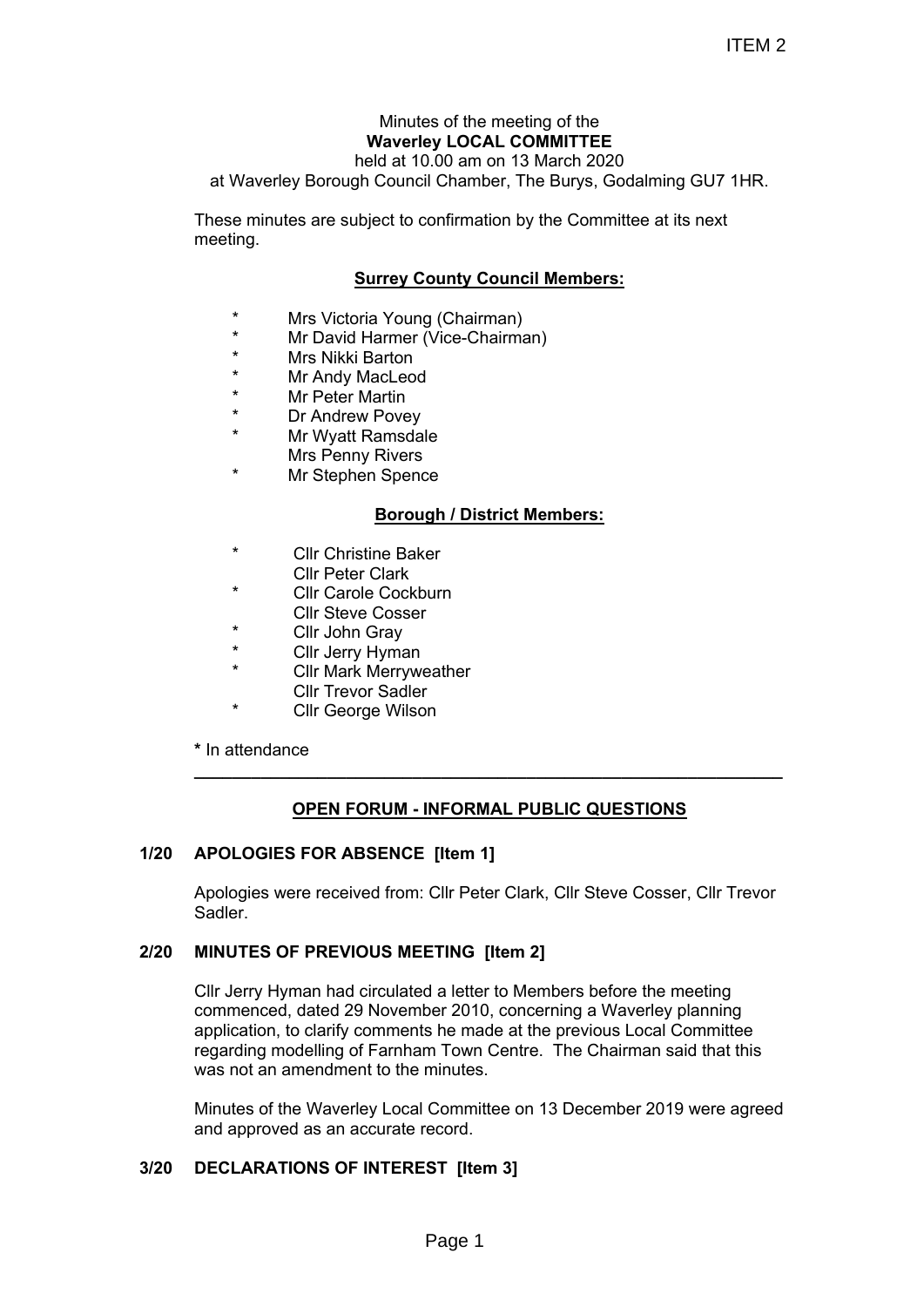Minutes of the meeting of the
**Waverley LOCAL COMMITTEE**
held at 10.00 am on 13 March 2020
at Waverley Borough Council Chamber, The Burys, Godalming GU7 1HR.

These minutes are subject to confirmation by the Committee at its next meeting.

**Surrey County Council Members:**

- \* Mrs Victoria Young (Chairman)
- \* Mr David Harmer (Vice-Chairman)
- \* Mrs Nikki Barton
- \* Mr Andy MacLeod
- \* Mr Peter Martin
- \* Dr Andrew Povey
- \* Mr Wyatt Ramsdale
- Mrs Penny Rivers
- \* Mr Stephen Spence

**Borough / District Members:**

- \* Cllr Christine Baker
- Cllr Peter Clark
- \* Cllr Carole Cockburn
- Cllr Steve Cosser
- \* Cllr John Gray
- \* Cllr Jerry Hyman
- \* Cllr Mark Merryweather
- Cllr Trevor Sadler
- \* Cllr George Wilson

**\*** In attendance

---

## OPEN FORUM - INFORMAL PUBLIC QUESTIONS

## 1/20 APOLOGIES FOR ABSENCE [Item 1]

Apologies were received from: Cllr Peter Clark, Cllr Steve Cosser, Cllr Trevor Sadler.

## 2/20 MINUTES OF PREVIOUS MEETING [Item 2]

Cllr Jerry Hyman had circulated a letter to Members before the meeting commenced, dated 29 November 2010, concerning a Waverley planning application, to clarify comments he made at the previous Local Committee regarding modelling of Farnham Town Centre. The Chairman said that this was not an amendment to the minutes.

Minutes of the Waverley Local Committee on 13 December 2019 were agreed and approved as an accurate record.

## 3/20 DECLARATIONS OF INTEREST [Item 3]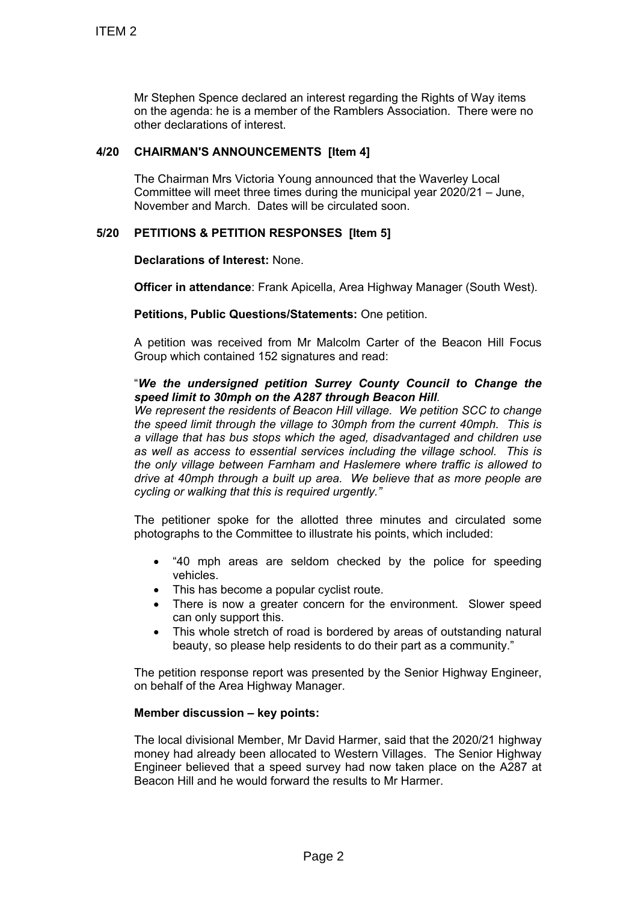Mr Stephen Spence declared an interest regarding the Rights of Way items on the agenda: he is a member of the Ramblers Association. There were no other declarations of interest.

## 4/20 CHAIRMAN'S ANNOUNCEMENTS [Item 4]

The Chairman Mrs Victoria Young announced that the Waverley Local Committee will meet three times during the municipal year 2020/21 – June, November and March. Dates will be circulated soon.

## 5/20 PETITIONS & PETITION RESPONSES [Item 5]

**Declarations of Interest:** None.

**Officer in attendance**: Frank Apicella, Area Highway Manager (South West).

**Petitions, Public Questions/Statements:** One petition.

A petition was received from Mr Malcolm Carter of the Beacon Hill Focus Group which contained 152 signatures and read:

"***We the undersigned petition Surrey County Council to Change the speed limit to 30mph on the A287 through Beacon Hill****.*
*We represent the residents of Beacon Hill village. We petition SCC to change the speed limit through the village to 30mph from the current 40mph. This is a village that has bus stops which the aged, disadvantaged and children use as well as access to essential services including the village school. This is the only village between Farnham and Haslemere where traffic is allowed to drive at 40mph through a built up area. We believe that as more people are cycling or walking that this is required urgently."*

The petitioner spoke for the allotted three minutes and circulated some photographs to the Committee to illustrate his points, which included:

- "40 mph areas are seldom checked by the police for speeding vehicles.
- This has become a popular cyclist route.
- There is now a greater concern for the environment. Slower speed can only support this.
- This whole stretch of road is bordered by areas of outstanding natural beauty, so please help residents to do their part as a community."

The petition response report was presented by the Senior Highway Engineer, on behalf of the Area Highway Manager.

**Member discussion – key points:**

The local divisional Member, Mr David Harmer, said that the 2020/21 highway money had already been allocated to Western Villages. The Senior Highway Engineer believed that a speed survey had now taken place on the A287 at Beacon Hill and he would forward the results to Mr Harmer.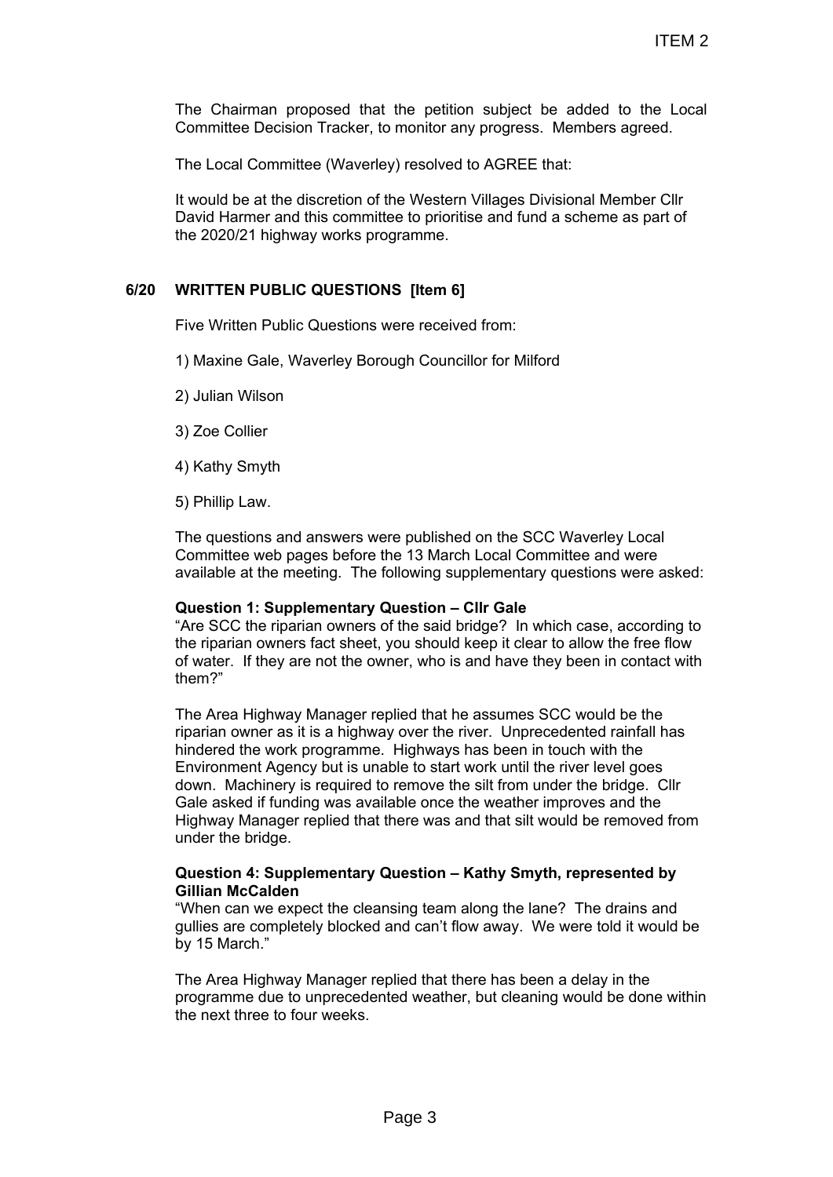The Chairman proposed that the petition subject be added to the Local Committee Decision Tracker, to monitor any progress. Members agreed.

The Local Committee (Waverley) resolved to AGREE that:

It would be at the discretion of the Western Villages Divisional Member Cllr David Harmer and this committee to prioritise and fund a scheme as part of the 2020/21 highway works programme.

## 6/20 WRITTEN PUBLIC QUESTIONS [Item 6]

Five Written Public Questions were received from:

1) Maxine Gale, Waverley Borough Councillor for Milford

2) Julian Wilson

3) Zoe Collier

4) Kathy Smyth

5) Phillip Law.

The questions and answers were published on the SCC Waverley Local Committee web pages before the 13 March Local Committee and were available at the meeting. The following supplementary questions were asked:

**Question 1: Supplementary Question – Cllr Gale**
"Are SCC the riparian owners of the said bridge? In which case, according to the riparian owners fact sheet, you should keep it clear to allow the free flow of water. If they are not the owner, who is and have they been in contact with them?"

The Area Highway Manager replied that he assumes SCC would be the riparian owner as it is a highway over the river. Unprecedented rainfall has hindered the work programme. Highways has been in touch with the Environment Agency but is unable to start work until the river level goes down. Machinery is required to remove the silt from under the bridge. Cllr Gale asked if funding was available once the weather improves and the Highway Manager replied that there was and that silt would be removed from under the bridge.

**Question 4: Supplementary Question – Kathy Smyth, represented by Gillian McCalden**
"When can we expect the cleansing team along the lane? The drains and gullies are completely blocked and can't flow away. We were told it would be by 15 March."

The Area Highway Manager replied that there has been a delay in the programme due to unprecedented weather, but cleaning would be done within the next three to four weeks.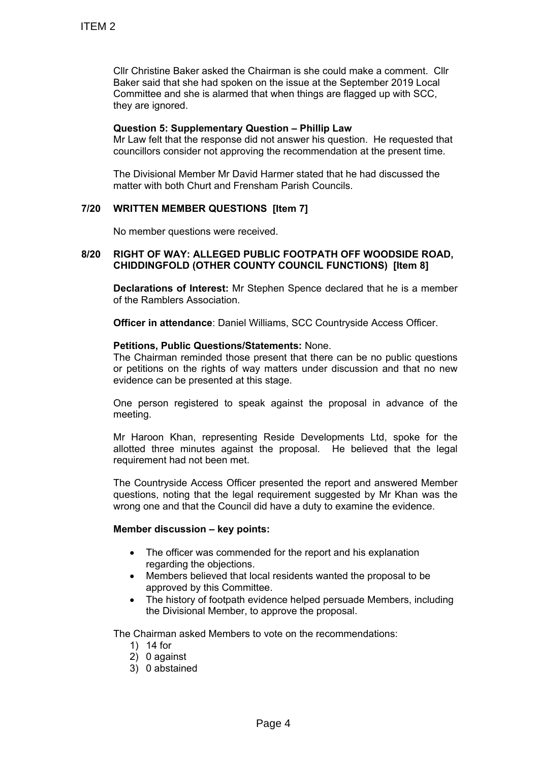Cllr Christine Baker asked the Chairman is she could make a comment. Cllr Baker said that she had spoken on the issue at the September 2019 Local Committee and she is alarmed that when things are flagged up with SCC, they are ignored.

**Question 5: Supplementary Question – Phillip Law**
Mr Law felt that the response did not answer his question. He requested that councillors consider not approving the recommendation at the present time.

The Divisional Member Mr David Harmer stated that he had discussed the matter with both Churt and Frensham Parish Councils.

## 7/20 WRITTEN MEMBER QUESTIONS [Item 7]

No member questions were received.

## 8/20 RIGHT OF WAY: ALLEGED PUBLIC FOOTPATH OFF WOODSIDE ROAD, CHIDDINGFOLD (OTHER COUNTY COUNCIL FUNCTIONS) [Item 8]

**Declarations of Interest:** Mr Stephen Spence declared that he is a member of the Ramblers Association.

**Officer in attendance**: Daniel Williams, SCC Countryside Access Officer.

**Petitions, Public Questions/Statements:** None.
The Chairman reminded those present that there can be no public questions or petitions on the rights of way matters under discussion and that no new evidence can be presented at this stage.

One person registered to speak against the proposal in advance of the meeting.

Mr Haroon Khan, representing Reside Developments Ltd, spoke for the allotted three minutes against the proposal. He believed that the legal requirement had not been met.

The Countryside Access Officer presented the report and answered Member questions, noting that the legal requirement suggested by Mr Khan was the wrong one and that the Council did have a duty to examine the evidence.

**Member discussion – key points:**

- The officer was commended for the report and his explanation regarding the objections.
- Members believed that local residents wanted the proposal to be approved by this Committee.
- The history of footpath evidence helped persuade Members, including the Divisional Member, to approve the proposal.

The Chairman asked Members to vote on the recommendations:

1) 14 for
2) 0 against
3) 0 abstained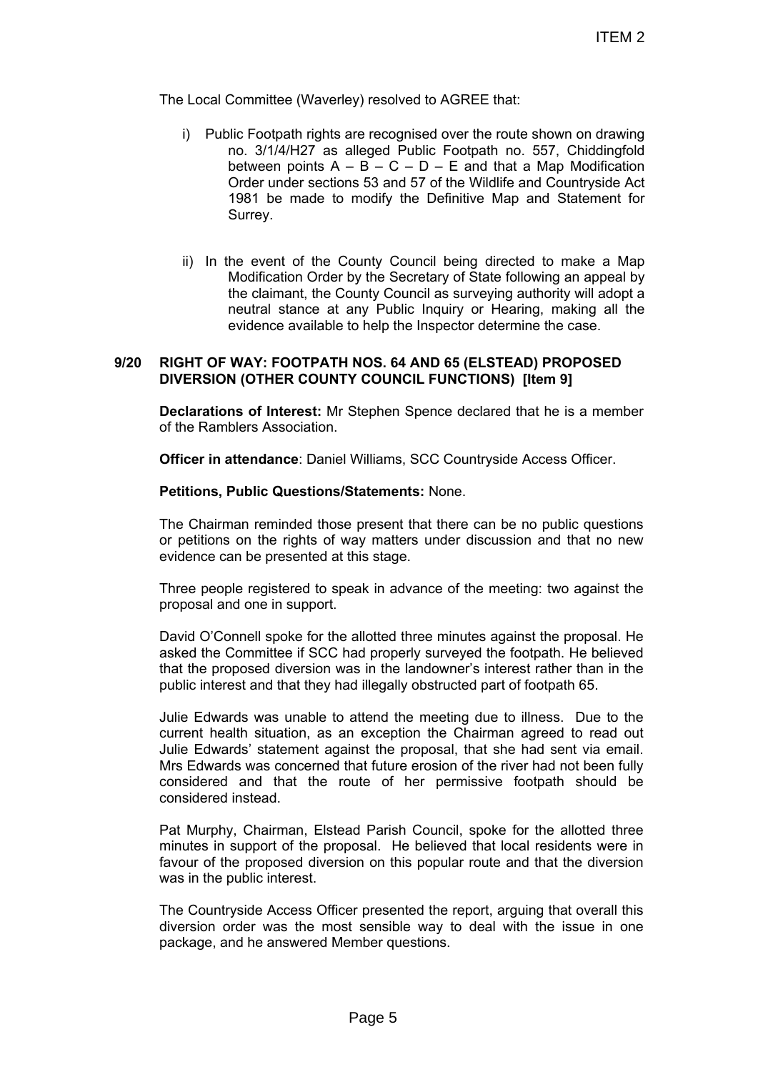The Local Committee (Waverley) resolved to AGREE that:

i) Public Footpath rights are recognised over the route shown on drawing no. 3/1/4/H27 as alleged Public Footpath no. 557, Chiddingfold between points A – B – C – D – E and that a Map Modification Order under sections 53 and 57 of the Wildlife and Countryside Act 1981 be made to modify the Definitive Map and Statement for Surrey.

ii) In the event of the County Council being directed to make a Map Modification Order by the Secretary of State following an appeal by the claimant, the County Council as surveying authority will adopt a neutral stance at any Public Inquiry or Hearing, making all the evidence available to help the Inspector determine the case.

**9/20 RIGHT OF WAY: FOOTPATH NOS. 64 AND 65 (ELSTEAD) PROPOSED DIVERSION (OTHER COUNTY COUNCIL FUNCTIONS) [Item 9]**

**Declarations of Interest:** Mr Stephen Spence declared that he is a member of the Ramblers Association.

**Officer in attendance**: Daniel Williams, SCC Countryside Access Officer.

**Petitions, Public Questions/Statements:** None.

The Chairman reminded those present that there can be no public questions or petitions on the rights of way matters under discussion and that no new evidence can be presented at this stage.

Three people registered to speak in advance of the meeting: two against the proposal and one in support.

David O'Connell spoke for the allotted three minutes against the proposal. He asked the Committee if SCC had properly surveyed the footpath. He believed that the proposed diversion was in the landowner's interest rather than in the public interest and that they had illegally obstructed part of footpath 65.

Julie Edwards was unable to attend the meeting due to illness. Due to the current health situation, as an exception the Chairman agreed to read out Julie Edwards' statement against the proposal, that she had sent via email. Mrs Edwards was concerned that future erosion of the river had not been fully considered and that the route of her permissive footpath should be considered instead.

Pat Murphy, Chairman, Elstead Parish Council, spoke for the allotted three minutes in support of the proposal. He believed that local residents were in favour of the proposed diversion on this popular route and that the diversion was in the public interest.

The Countryside Access Officer presented the report, arguing that overall this diversion order was the most sensible way to deal with the issue in one package, and he answered Member questions.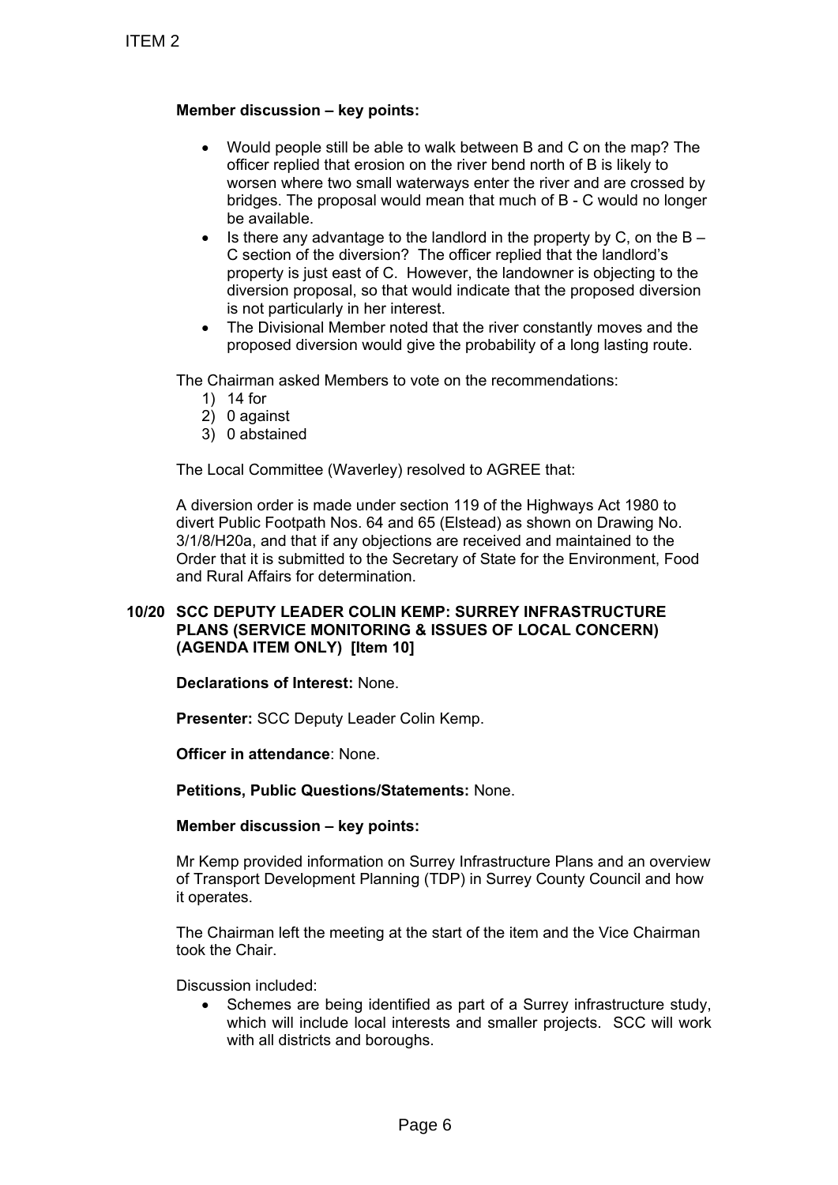**Member discussion – key points:**

- Would people still be able to walk between B and C on the map? The officer replied that erosion on the river bend north of B is likely to worsen where two small waterways enter the river and are crossed by bridges. The proposal would mean that much of B - C would no longer be available.
- Is there any advantage to the landlord in the property by C, on the B – C section of the diversion? The officer replied that the landlord's property is just east of C. However, the landowner is objecting to the diversion proposal, so that would indicate that the proposed diversion is not particularly in her interest.
- The Divisional Member noted that the river constantly moves and the proposed diversion would give the probability of a long lasting route.

The Chairman asked Members to vote on the recommendations:

1) 14 for
2) 0 against
3) 0 abstained

The Local Committee (Waverley) resolved to AGREE that:

A diversion order is made under section 119 of the Highways Act 1980 to divert Public Footpath Nos. 64 and 65 (Elstead) as shown on Drawing No. 3/1/8/H20a, and that if any objections are received and maintained to the Order that it is submitted to the Secretary of State for the Environment, Food and Rural Affairs for determination.

**10/20 SCC DEPUTY LEADER COLIN KEMP: SURREY INFRASTRUCTURE PLANS (SERVICE MONITORING & ISSUES OF LOCAL CONCERN) (AGENDA ITEM ONLY) [Item 10]**

**Declarations of Interest:** None.

**Presenter:** SCC Deputy Leader Colin Kemp.

**Officer in attendance**: None.

**Petitions, Public Questions/Statements:** None.

**Member discussion – key points:**

Mr Kemp provided information on Surrey Infrastructure Plans and an overview of Transport Development Planning (TDP) in Surrey County Council and how it operates.

The Chairman left the meeting at the start of the item and the Vice Chairman took the Chair.

Discussion included:

- Schemes are being identified as part of a Surrey infrastructure study, which will include local interests and smaller projects. SCC will work with all districts and boroughs.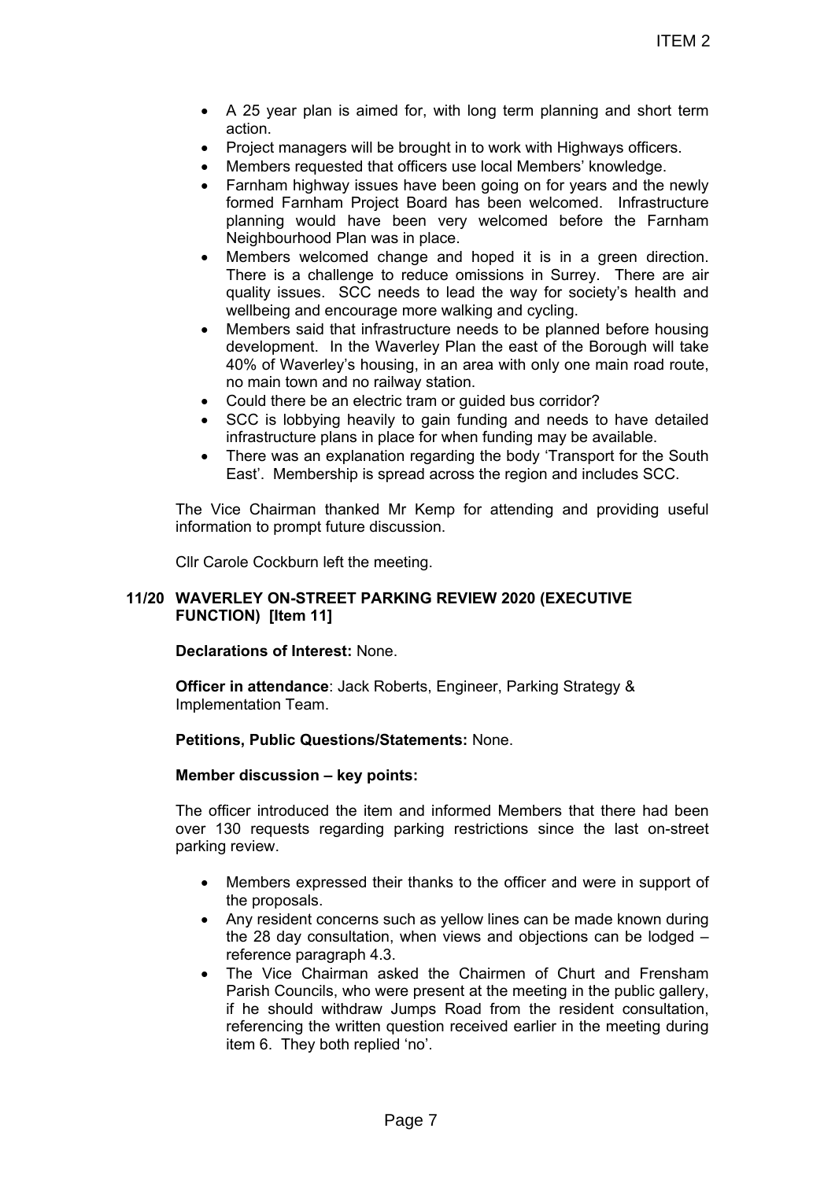- A 25 year plan is aimed for, with long term planning and short term action.
- Project managers will be brought in to work with Highways officers.
- Members requested that officers use local Members' knowledge.
- Farnham highway issues have been going on for years and the newly formed Farnham Project Board has been welcomed. Infrastructure planning would have been very welcomed before the Farnham Neighbourhood Plan was in place.
- Members welcomed change and hoped it is in a green direction. There is a challenge to reduce omissions in Surrey. There are air quality issues. SCC needs to lead the way for society's health and wellbeing and encourage more walking and cycling.
- Members said that infrastructure needs to be planned before housing development. In the Waverley Plan the east of the Borough will take 40% of Waverley's housing, in an area with only one main road route, no main town and no railway station.
- Could there be an electric tram or guided bus corridor?
- SCC is lobbying heavily to gain funding and needs to have detailed infrastructure plans in place for when funding may be available.
- There was an explanation regarding the body 'Transport for the South East'. Membership is spread across the region and includes SCC.

The Vice Chairman thanked Mr Kemp for attending and providing useful information to prompt future discussion.

Cllr Carole Cockburn left the meeting.

## 11/20 WAVERLEY ON-STREET PARKING REVIEW 2020 (EXECUTIVE FUNCTION) [Item 11]

**Declarations of Interest:** None.

**Officer in attendance**: Jack Roberts, Engineer, Parking Strategy & Implementation Team.

**Petitions, Public Questions/Statements:** None.

**Member discussion – key points:**

The officer introduced the item and informed Members that there had been over 130 requests regarding parking restrictions since the last on-street parking review.

- Members expressed their thanks to the officer and were in support of the proposals.
- Any resident concerns such as yellow lines can be made known during the 28 day consultation, when views and objections can be lodged – reference paragraph 4.3.
- The Vice Chairman asked the Chairmen of Churt and Frensham Parish Councils, who were present at the meeting in the public gallery, if he should withdraw Jumps Road from the resident consultation, referencing the written question received earlier in the meeting during item 6. They both replied 'no'.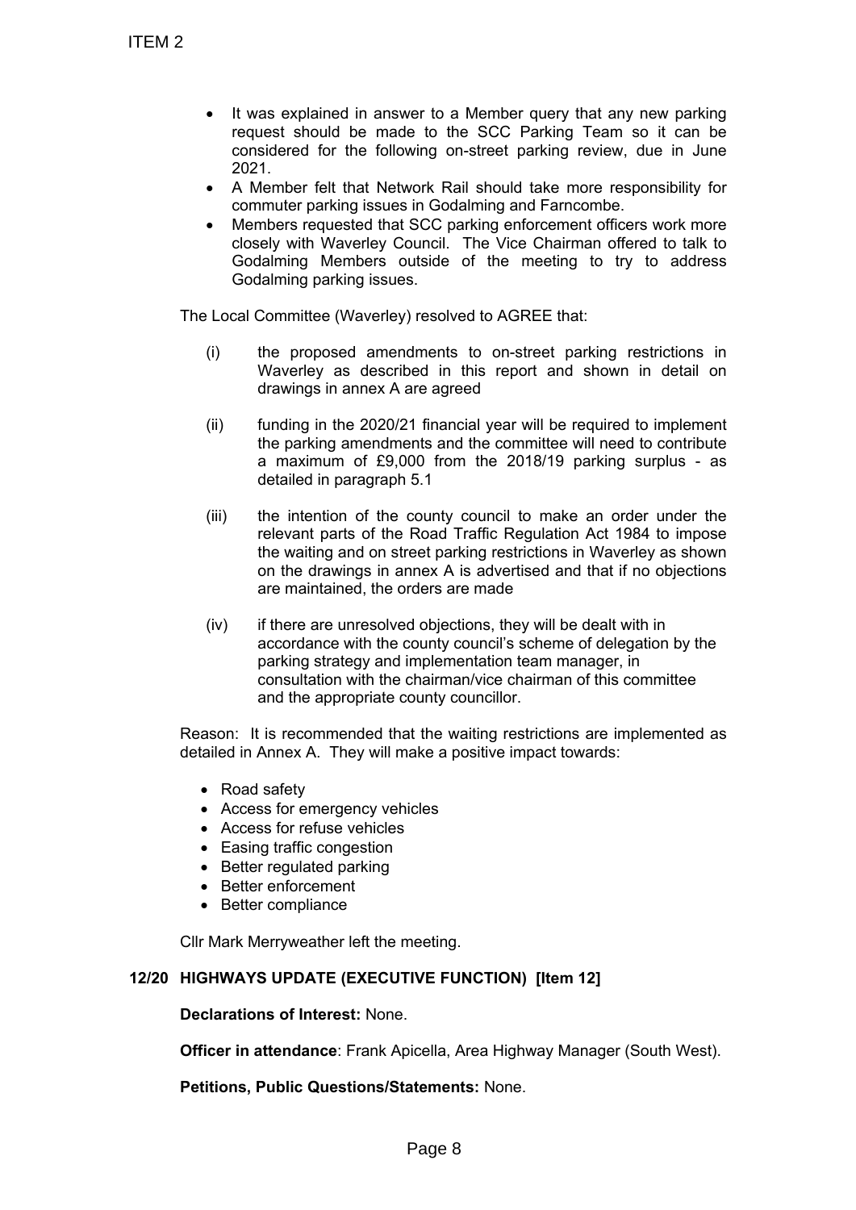- It was explained in answer to a Member query that any new parking request should be made to the SCC Parking Team so it can be considered for the following on-street parking review, due in June 2021.
- A Member felt that Network Rail should take more responsibility for commuter parking issues in Godalming and Farncombe.
- Members requested that SCC parking enforcement officers work more closely with Waverley Council. The Vice Chairman offered to talk to Godalming Members outside of the meeting to try to address Godalming parking issues.

The Local Committee (Waverley) resolved to AGREE that:

(i) the proposed amendments to on-street parking restrictions in Waverley as described in this report and shown in detail on drawings in annex A are agreed

(ii) funding in the 2020/21 financial year will be required to implement the parking amendments and the committee will need to contribute a maximum of £9,000 from the 2018/19 parking surplus - as detailed in paragraph 5.1

(iii) the intention of the county council to make an order under the relevant parts of the Road Traffic Regulation Act 1984 to impose the waiting and on street parking restrictions in Waverley as shown on the drawings in annex A is advertised and that if no objections are maintained, the orders are made

(iv) if there are unresolved objections, they will be dealt with in accordance with the county council's scheme of delegation by the parking strategy and implementation team manager, in consultation with the chairman/vice chairman of this committee and the appropriate county councillor.

Reason: It is recommended that the waiting restrictions are implemented as detailed in Annex A. They will make a positive impact towards:

- Road safety
- Access for emergency vehicles
- Access for refuse vehicles
- Easing traffic congestion
- Better regulated parking
- Better enforcement
- Better compliance

Cllr Mark Merryweather left the meeting.

## 12/20 HIGHWAYS UPDATE (EXECUTIVE FUNCTION) [Item 12]

**Declarations of Interest:** None.

**Officer in attendance**: Frank Apicella, Area Highway Manager (South West).

**Petitions, Public Questions/Statements:** None.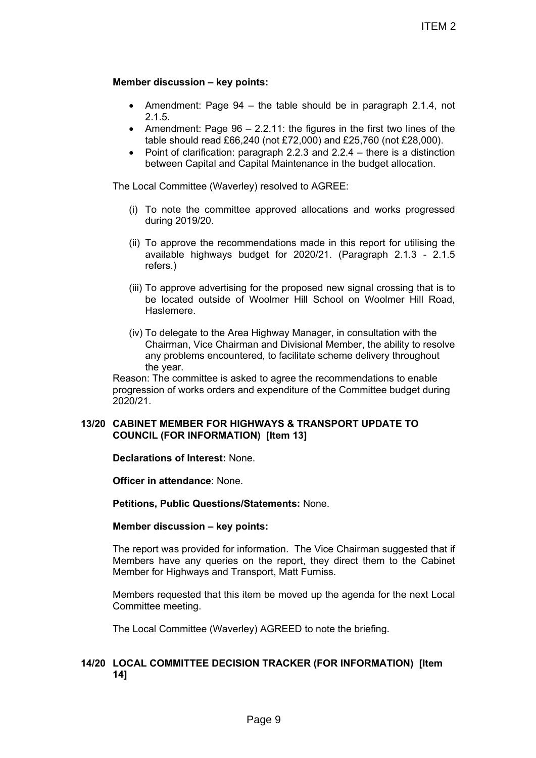**Member discussion – key points:**

- Amendment: Page 94 – the table should be in paragraph 2.1.4, not 2.1.5.
- Amendment: Page 96 – 2.2.11: the figures in the first two lines of the table should read £66,240 (not £72,000) and £25,760 (not £28,000).
- Point of clarification: paragraph 2.2.3 and 2.2.4 – there is a distinction between Capital and Capital Maintenance in the budget allocation.

The Local Committee (Waverley) resolved to AGREE:

(i) To note the committee approved allocations and works progressed during 2019/20.

(ii) To approve the recommendations made in this report for utilising the available highways budget for 2020/21. (Paragraph 2.1.3 - 2.1.5 refers.)

(iii) To approve advertising for the proposed new signal crossing that is to be located outside of Woolmer Hill School on Woolmer Hill Road, Haslemere.

(iv) To delegate to the Area Highway Manager, in consultation with the Chairman, Vice Chairman and Divisional Member, the ability to resolve any problems encountered, to facilitate scheme delivery throughout the year.

Reason: The committee is asked to agree the recommendations to enable progression of works orders and expenditure of the Committee budget during 2020/21.

### 13/20 CABINET MEMBER FOR HIGHWAYS & TRANSPORT UPDATE TO COUNCIL (FOR INFORMATION) [Item 13]

**Declarations of Interest:** None.

**Officer in attendance**: None.

**Petitions, Public Questions/Statements:** None.

**Member discussion – key points:**

The report was provided for information. The Vice Chairman suggested that if Members have any queries on the report, they direct them to the Cabinet Member for Highways and Transport, Matt Furniss.

Members requested that this item be moved up the agenda for the next Local Committee meeting.

The Local Committee (Waverley) AGREED to note the briefing.

### 14/20 LOCAL COMMITTEE DECISION TRACKER (FOR INFORMATION) [Item 14]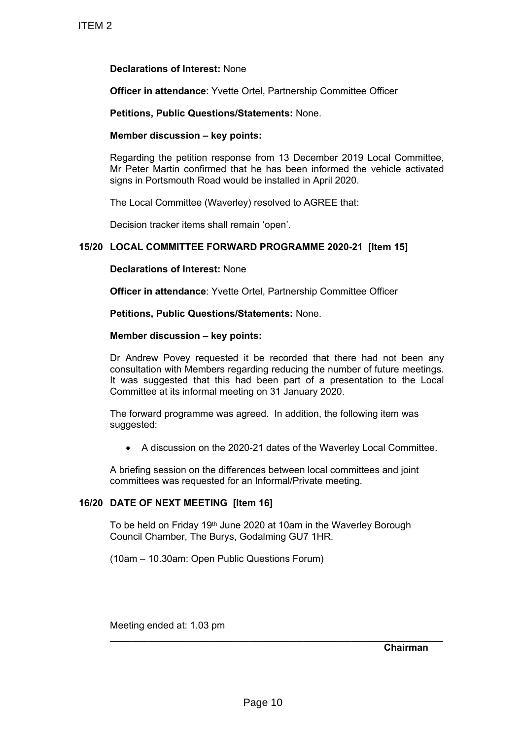**Declarations of Interest:** None

**Officer in attendance**: Yvette Ortel, Partnership Committee Officer

**Petitions, Public Questions/Statements:** None.

**Member discussion – key points:**

Regarding the petition response from 13 December 2019 Local Committee, Mr Peter Martin confirmed that he has been informed the vehicle activated signs in Portsmouth Road would be installed in April 2020.

The Local Committee (Waverley) resolved to AGREE that:

Decision tracker items shall remain 'open'.

**15/20 LOCAL COMMITTEE FORWARD PROGRAMME 2020-21 [Item 15]**

**Declarations of Interest:** None

**Officer in attendance**: Yvette Ortel, Partnership Committee Officer

**Petitions, Public Questions/Statements:** None.

**Member discussion – key points:**

Dr Andrew Povey requested it be recorded that there had not been any consultation with Members regarding reducing the number of future meetings. It was suggested that this had been part of a presentation to the Local Committee at its informal meeting on 31 January 2020.

The forward programme was agreed. In addition, the following item was suggested:

- A discussion on the 2020-21 dates of the Waverley Local Committee.

A briefing session on the differences between local committees and joint committees was requested for an Informal/Private meeting.

**16/20 DATE OF NEXT MEETING [Item 16]**

To be held on Friday 19th June 2020 at 10am in the Waverley Borough Council Chamber, The Burys, Godalming GU7 1HR.

(10am – 10.30am: Open Public Questions Forum)

Meeting ended at: 1.03 pm

**Chairman**